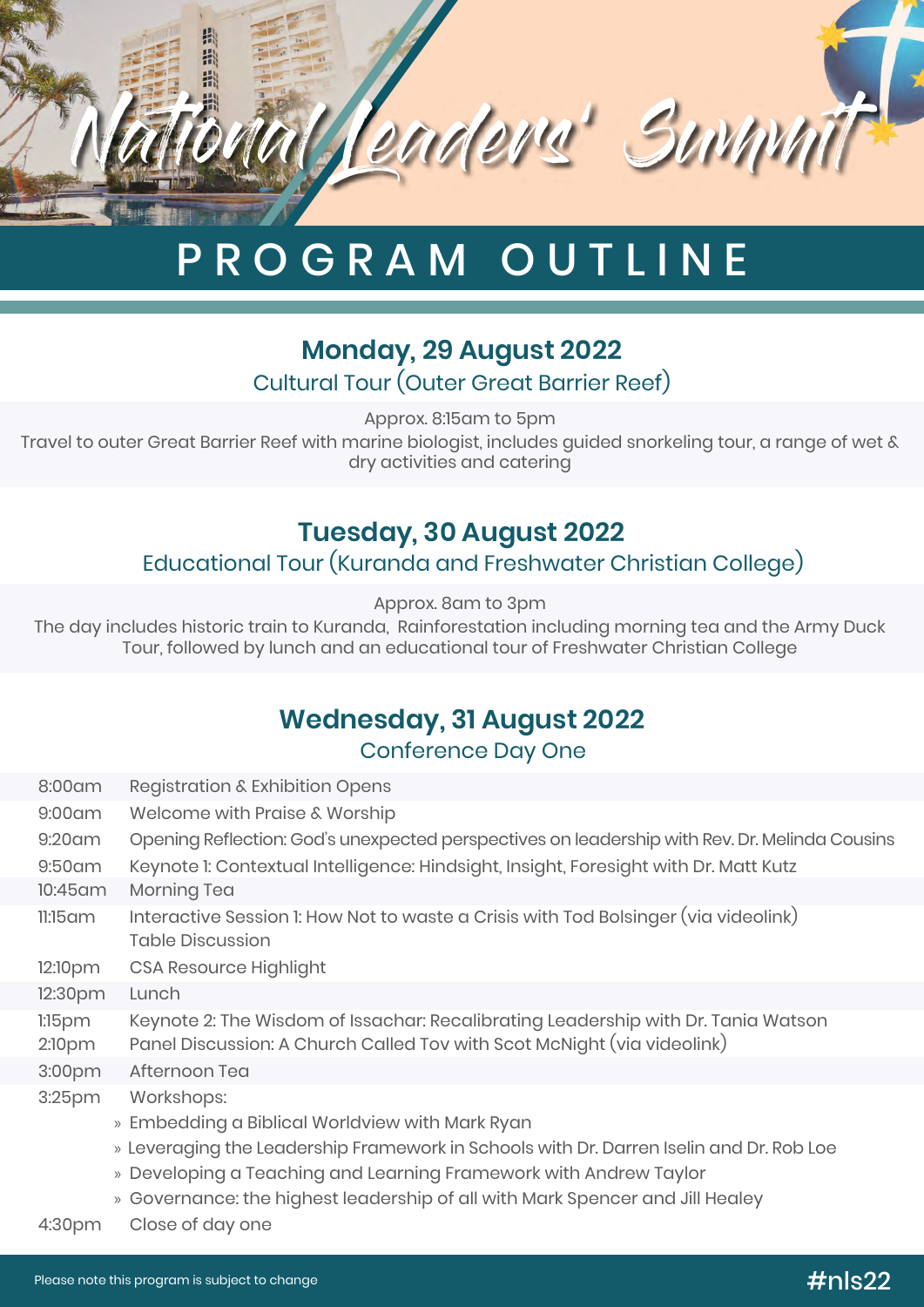# National Leaders' Summit

## PROGRAM OUTLINE

### Monday, 29 August 2022

Cultural Tour (Outer Great Barrier Reef)

Approx. 8:15am to 5pm

Travel to outer Great Barrier Reef with marine biologist, includes guided snorkeling tour, a range of wet & dry activities and catering

### Tuesday, 30 August 2022

Educational Tour (Kuranda and Freshwater Christian College)

Approx. 8am to 3pm

The day includes historic train to Kuranda, Rainforestation including morning tea and the Army Duck Tour, followed by lunch and an educational tour of Freshwater Christian College

### Wednesday, 31 August 2022

Conference Day One

| | |
|---|---|
| 8:00am | Registration & Exhibition Opens |
| 9:00am | Welcome with Praise & Worship |
| 9:20am | Opening Reflection: God's unexpected perspectives on leadership with Rev. Dr. Melinda Cousins |
| 9:50am | Keynote 1: Contextual Intelligence: Hindsight, Insight, Foresight with Dr. Matt Kutz |
| 10:45am | Morning Tea |
| 11:15am | Interactive Session 1: How Not to waste a Crisis with Tod Bolsinger (via videolink)<br>Table Discussion |
| 12:10pm | CSA Resource Highlight |
| 12:30pm | Lunch |
| 1:15pm | Keynote 2: The Wisdom of Issachar: Recalibrating Leadership with Dr. Tania Watson |
| 2:10pm | Panel Discussion: A Church Called Tov with Scot McNight (via videolink) |
| 3:00pm | Afternoon Tea |
| 3:25pm | Workshops:<br>» Embedding a Biblical Worldview with Mark Ryan<br>» Leveraging the Leadership Framework in Schools with Dr. Darren Iselin and Dr. Rob Loe<br>» Developing a Teaching and Learning Framework with Andrew Taylor<br>» Governance: the highest leadership of all with Mark Spencer and Jill Healey |
| 4:30pm | Close of day one |

Please note this program is subject to change

#nls22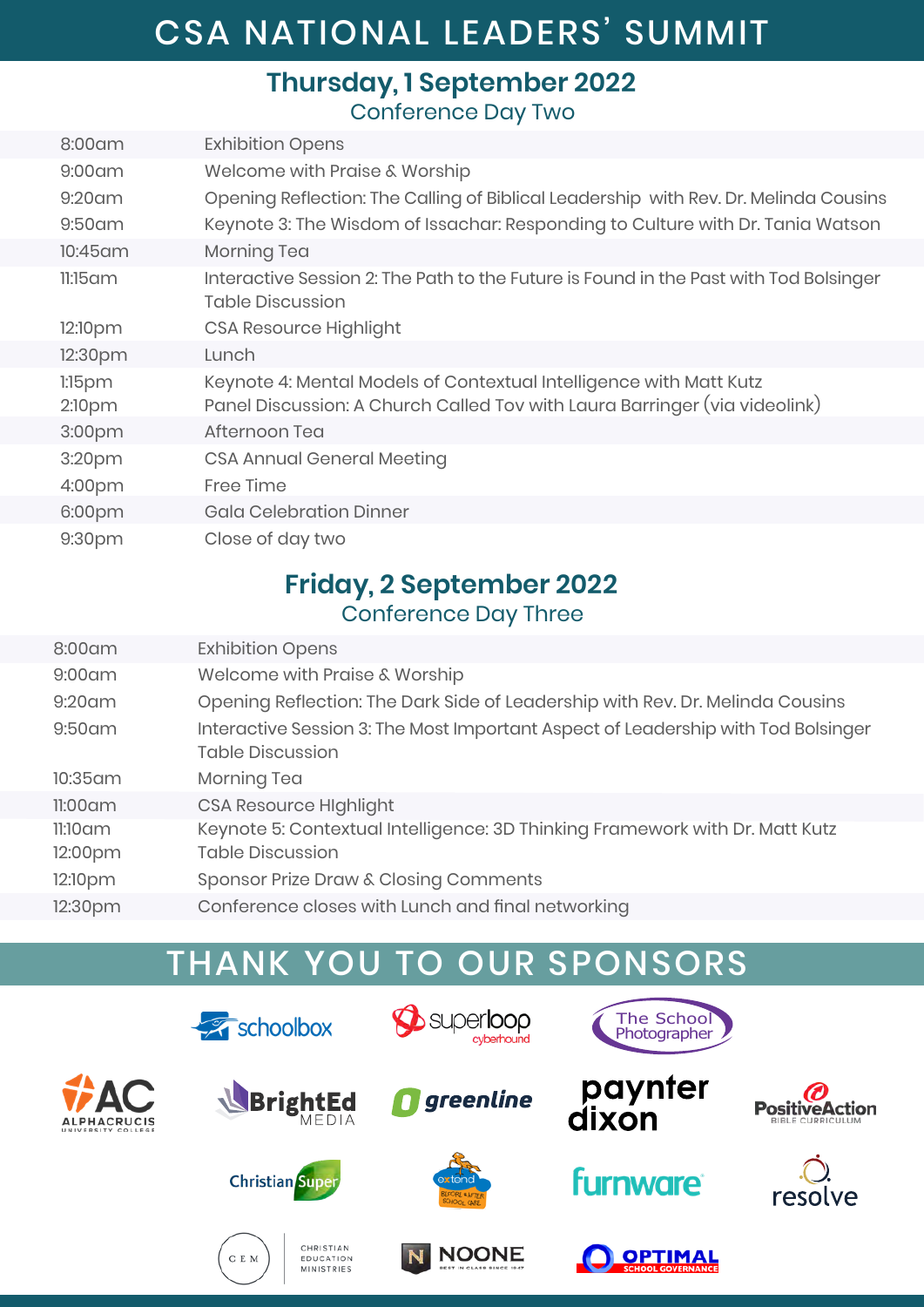# CSA NATIONAL LEADERS' SUMMIT

## Thursday, 1 September 2022

### Conference Day Two

| | |
|---|---|
| 8:00am | Exhibition Opens |
| 9:00am | Welcome with Praise & Worship |
| 9:20am | Opening Reflection: The Calling of Biblical Leadership with Rev. Dr. Melinda Cousins |
| 9:50am | Keynote 3: The Wisdom of Issachar: Responding to Culture with Dr. Tania Watson |
| 10:45am | Morning Tea |
| 11:15am | Interactive Session 2: The Path to the Future is Found in the Past with Tod Bolsinger<br>Table Discussion |
| 12:10pm | CSA Resource Highlight |
| 12:30pm | Lunch |
| 1:15pm | Keynote 4: Mental Models of Contextual Intelligence with Matt Kutz |
| 2:10pm | Panel Discussion: A Church Called Tov with Laura Barringer (via videolink) |
| 3:00pm | Afternoon Tea |
| 3:20pm | CSA Annual General Meeting |
| 4:00pm | Free Time |
| 6:00pm | Gala Celebration Dinner |
| 9:30pm | Close of day two |

## Friday, 2 September 2022

### Conference Day Three

| | |
|---|---|
| 8:00am | Exhibition Opens |
| 9:00am | Welcome with Praise & Worship |
| 9:20am | Opening Reflection: The Dark Side of Leadership with Rev. Dr. Melinda Cousins |
| 9:50am | Interactive Session 3: The Most Important Aspect of Leadership with Tod Bolsinger<br>Table Discussion |
| 10:35am | Morning Tea |
| 11:00am | CSA Resource HIghlight |
| 11:10am | Keynote 5: Contextual Intelligence: 3D Thinking Framework with Dr. Matt Kutz |
| 12:00pm | Table Discussion |
| 12:10pm | Sponsor Prize Draw & Closing Comments |
| 12:30pm | Conference closes with Lunch and final networking |

## THANK YOU TO OUR SPONSORS

schoolbox

superloop cyberhound

The School Photographer

AC ALPHACRUCIS UNIVERSITY COLLEGE

BrightEd MEDIA

greenline

paynter dixon

PositiveAction BIBLE CURRICULUM

Christian Super

extend BEFORE & AFTER SCHOOL CARE

furnware

resolve

CEM CHRISTIAN EDUCATION MINISTRIES

NOONE

OPTIMAL SCHOOL GOVERNANCE